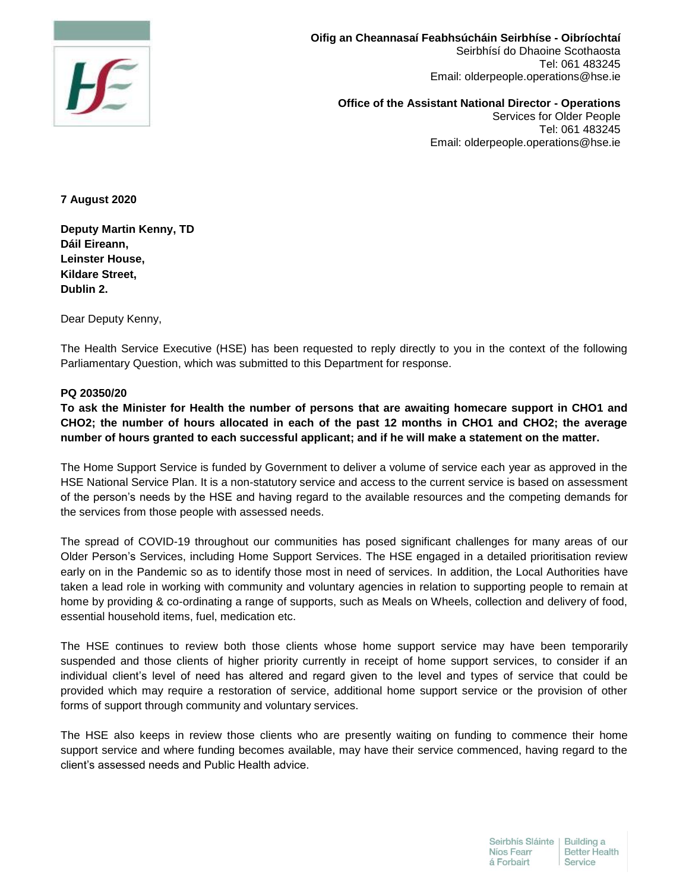**Oifig an Cheannasaí Feabhsúcháin Seirbhíse - Oibríochtaí**
Seirbhísí do Dhaoine Scothaosta
Tel: 061 483245
Email: olderpeople.operations@hse.ie

**Office of the Assistant National Director - Operations**
Services for Older People
Tel: 061 483245
Email: olderpeople.operations@hse.ie

**7 August 2020**

**Deputy Martin Kenny, TD**
**Dáil Eireann,**
**Leinster House,**
**Kildare Street,**
**Dublin 2.**

Dear Deputy Kenny,

The Health Service Executive (HSE) has been requested to reply directly to you in the context of the following Parliamentary Question, which was submitted to this Department for response.

**PQ 20350/20**

**To ask the Minister for Health the number of persons that are awaiting homecare support in CHO1 and CHO2; the number of hours allocated in each of the past 12 months in CHO1 and CHO2; the average number of hours granted to each successful applicant; and if he will make a statement on the matter.**

The Home Support Service is funded by Government to deliver a volume of service each year as approved in the HSE National Service Plan. It is a non-statutory service and access to the current service is based on assessment of the person's needs by the HSE and having regard to the available resources and the competing demands for the services from those people with assessed needs.

The spread of COVID-19 throughout our communities has posed significant challenges for many areas of our Older Person's Services, including Home Support Services. The HSE engaged in a detailed prioritisation review early on in the Pandemic so as to identify those most in need of services. In addition, the Local Authorities have taken a lead role in working with community and voluntary agencies in relation to supporting people to remain at home by providing & co-ordinating a range of supports, such as Meals on Wheels, collection and delivery of food, essential household items, fuel, medication etc.

The HSE continues to review both those clients whose home support service may have been temporarily suspended and those clients of higher priority currently in receipt of home support services, to consider if an individual client's level of need has altered and regard given to the level and types of service that could be provided which may require a restoration of service, additional home support service or the provision of other forms of support through community and voluntary services.

The HSE also keeps in review those clients who are presently waiting on funding to commence their home support service and where funding becomes available, may have their service commenced, having regard to the client's assessed needs and Public Health advice.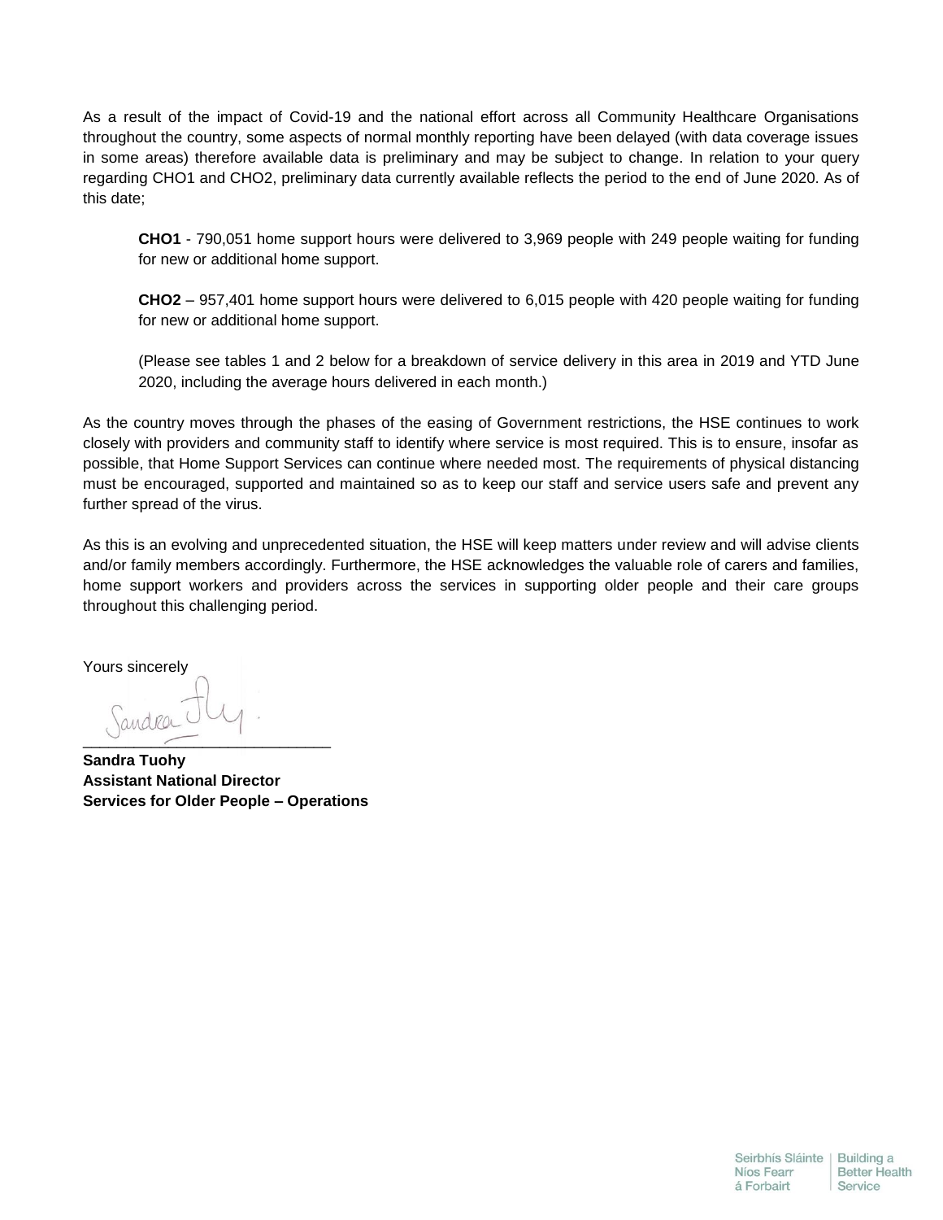As a result of the impact of Covid-19 and the national effort across all Community Healthcare Organisations throughout the country, some aspects of normal monthly reporting have been delayed (with data coverage issues in some areas) therefore available data is preliminary and may be subject to change. In relation to your query regarding CHO1 and CHO2, preliminary data currently available reflects the period to the end of June 2020. As of this date;

> **CHO1** - 790,051 home support hours were delivered to 3,969 people with 249 people waiting for funding for new or additional home support.
>
> **CHO2** – 957,401 home support hours were delivered to 6,015 people with 420 people waiting for funding for new or additional home support.
>
> (Please see tables 1 and 2 below for a breakdown of service delivery in this area in 2019 and YTD June 2020, including the average hours delivered in each month.)

As the country moves through the phases of the easing of Government restrictions, the HSE continues to work closely with providers and community staff to identify where service is most required. This is to ensure, insofar as possible, that Home Support Services can continue where needed most. The requirements of physical distancing must be encouraged, supported and maintained so as to keep our staff and service users safe and prevent any further spread of the virus.

As this is an evolving and unprecedented situation, the HSE will keep matters under review and will advise clients and/or family members accordingly. Furthermore, the HSE acknowledges the valuable role of carers and families, home support workers and providers across the services in supporting older people and their care groups throughout this challenging period.

Yours sincerely

\_\_\_\_\_\_\_\_\_\_\_\_\_\_\_\_\_\_\_\_\_\_\_\_\_\_\_\_

**Sandra Tuohy**
**Assistant National Director**
**Services for Older People – Operations**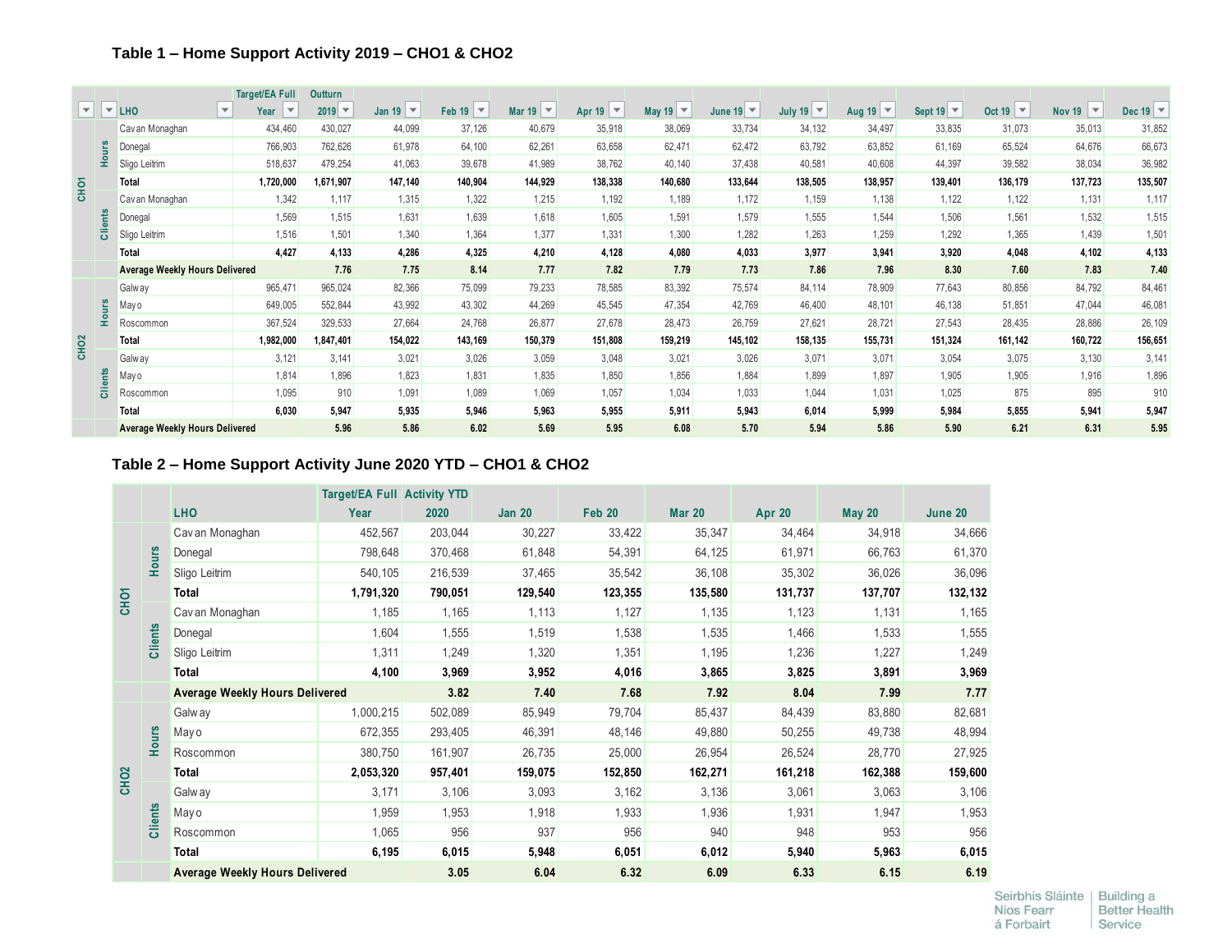### Table 1 – Home Support Activity 2019 – CHO1 & CHO2

| | | LHO | Target/EA Full Year | Outturn 2019 | Jan 19 | Feb 19 | Mar 19 | Apr 19 | May 19 | June 19 | July 19 | Aug 19 | Sept 19 | Oct 19 | Nov 19 | Dec 19 |
|---|---|---|---|---|---|---|---|---|---|---|---|---|---|---|---|---|
| CHO1 | Hours | Cavan Monaghan | 434,460 | 430,027 | 44,099 | 37,126 | 40,679 | 35,918 | 38,069 | 33,734 | 34,132 | 34,497 | 33,835 | 31,073 | 35,013 | 31,852 |
| | | Donegal | 766,903 | 762,626 | 61,978 | 64,100 | 62,261 | 63,658 | 62,471 | 62,472 | 63,792 | 63,852 | 61,169 | 65,524 | 64,676 | 66,673 |
| | | Sligo Leitrim | 518,637 | 479,254 | 41,063 | 39,678 | 41,989 | 38,762 | 40,140 | 37,438 | 40,581 | 40,608 | 44,397 | 39,582 | 38,034 | 36,982 |
| | | **Total** | **1,720,000** | **1,671,907** | **147,140** | **140,904** | **144,929** | **138,338** | **140,680** | **133,644** | **138,505** | **138,957** | **139,401** | **136,179** | **137,723** | **135,507** |
| | Clients | Cavan Monaghan | 1,342 | 1,117 | 1,315 | 1,322 | 1,215 | 1,192 | 1,189 | 1,172 | 1,159 | 1,138 | 1,122 | 1,122 | 1,131 | 1,117 |
| | | Donegal | 1,569 | 1,515 | 1,631 | 1,639 | 1,618 | 1,605 | 1,591 | 1,579 | 1,555 | 1,544 | 1,506 | 1,561 | 1,532 | 1,515 |
| | | Sligo Leitrim | 1,516 | 1,501 | 1,340 | 1,364 | 1,377 | 1,331 | 1,300 | 1,282 | 1,263 | 1,259 | 1,292 | 1,365 | 1,439 | 1,501 |
| | | **Total** | **4,427** | **4,133** | **4,286** | **4,325** | **4,210** | **4,128** | **4,080** | **4,033** | **3,977** | **3,941** | **3,920** | **4,048** | **4,102** | **4,133** |
| | | **Average Weekly Hours Delivered** | | **7.76** | **7.75** | **8.14** | **7.77** | **7.82** | **7.79** | **7.73** | **7.86** | **7.96** | **8.30** | **7.60** | **7.83** | **7.40** |
| CHO2 | Hours | Galway | 965,471 | 965,024 | 82,366 | 75,099 | 79,233 | 78,585 | 83,392 | 75,574 | 84,114 | 78,909 | 77,643 | 80,856 | 84,792 | 84,461 |
| | | Mayo | 649,005 | 552,844 | 43,992 | 43,302 | 44,269 | 45,545 | 47,354 | 42,769 | 46,400 | 48,101 | 46,138 | 51,851 | 47,044 | 46,081 |
| | | Roscommon | 367,524 | 329,533 | 27,664 | 24,768 | 26,877 | 27,678 | 28,473 | 26,759 | 27,621 | 28,721 | 27,543 | 28,435 | 28,886 | 26,109 |
| | | **Total** | **1,982,000** | **1,847,401** | **154,022** | **143,169** | **150,379** | **151,808** | **159,219** | **145,102** | **158,135** | **155,731** | **151,324** | **161,142** | **160,722** | **156,651** |
| | Clients | Galway | 3,121 | 3,141 | 3,021 | 3,026 | 3,059 | 3,048 | 3,021 | 3,026 | 3,071 | 3,071 | 3,054 | 3,075 | 3,130 | 3,141 |
| | | Mayo | 1,814 | 1,896 | 1,823 | 1,831 | 1,835 | 1,850 | 1,856 | 1,884 | 1,899 | 1,897 | 1,905 | 1,905 | 1,916 | 1,896 |
| | | Roscommon | 1,095 | 910 | 1,091 | 1,089 | 1,069 | 1,057 | 1,034 | 1,033 | 1,044 | 1,031 | 1,025 | 875 | 895 | 910 |
| | | **Total** | **6,030** | **5,947** | **5,935** | **5,946** | **5,963** | **5,955** | **5,911** | **5,943** | **6,014** | **5,999** | **5,984** | **5,855** | **5,941** | **5,947** |
| | | **Average Weekly Hours Delivered** | | **5.96** | **5.86** | **6.02** | **5.69** | **5.95** | **6.08** | **5.70** | **5.94** | **5.86** | **5.90** | **6.21** | **6.31** | **5.95** |

### Table 2 – Home Support Activity June 2020 YTD – CHO1 & CHO2

| | | LHO | Target/EA Full Year | Activity YTD 2020 | Jan 20 | Feb 20 | Mar 20 | Apr 20 | May 20 | June 20 |
|---|---|---|---|---|---|---|---|---|---|---|
| CHO1 | Hours | Cavan Monaghan | 452,567 | 203,044 | 30,227 | 33,422 | 35,347 | 34,464 | 34,918 | 34,666 |
| | | Donegal | 798,648 | 370,468 | 61,848 | 54,391 | 64,125 | 61,971 | 66,763 | 61,370 |
| | | Sligo Leitrim | 540,105 | 216,539 | 37,465 | 35,542 | 36,108 | 35,302 | 36,026 | 36,096 |
| | | **Total** | **1,791,320** | **790,051** | **129,540** | **123,355** | **135,580** | **131,737** | **137,707** | **132,132** |
| | Clients | Cavan Monaghan | 1,185 | 1,165 | 1,113 | 1,127 | 1,135 | 1,123 | 1,131 | 1,165 |
| | | Donegal | 1,604 | 1,555 | 1,519 | 1,538 | 1,535 | 1,466 | 1,533 | 1,555 |
| | | Sligo Leitrim | 1,311 | 1,249 | 1,320 | 1,351 | 1,195 | 1,236 | 1,227 | 1,249 |
| | | **Total** | **4,100** | **3,969** | **3,952** | **4,016** | **3,865** | **3,825** | **3,891** | **3,969** |
| | | **Average Weekly Hours Delivered** | | **3.82** | **7.40** | **7.68** | **7.92** | **8.04** | **7.99** | **7.77** |
| CHO2 | Hours | Galway | 1,000,215 | 502,089 | 85,949 | 79,704 | 85,437 | 84,439 | 83,880 | 82,681 |
| | | Mayo | 672,355 | 293,405 | 46,391 | 48,146 | 49,880 | 50,255 | 49,738 | 48,994 |
| | | Roscommon | 380,750 | 161,907 | 26,735 | 25,000 | 26,954 | 26,524 | 28,770 | 27,925 |
| | | **Total** | **2,053,320** | **957,401** | **159,075** | **152,850** | **162,271** | **161,218** | **162,388** | **159,600** |
| | Clients | Galway | 3,171 | 3,106 | 3,093 | 3,162 | 3,136 | 3,061 | 3,063 | 3,106 |
| | | Mayo | 1,959 | 1,953 | 1,918 | 1,933 | 1,936 | 1,931 | 1,947 | 1,953 |
| | | Roscommon | 1,065 | 956 | 937 | 956 | 940 | 948 | 953 | 956 |
| | | **Total** | **6,195** | **6,015** | **5,948** | **6,051** | **6,012** | **5,940** | **5,963** | **6,015** |
| | | **Average Weekly Hours Delivered** | | **3.05** | **6.04** | **6.32** | **6.09** | **6.33** | **6.15** | **6.19** |